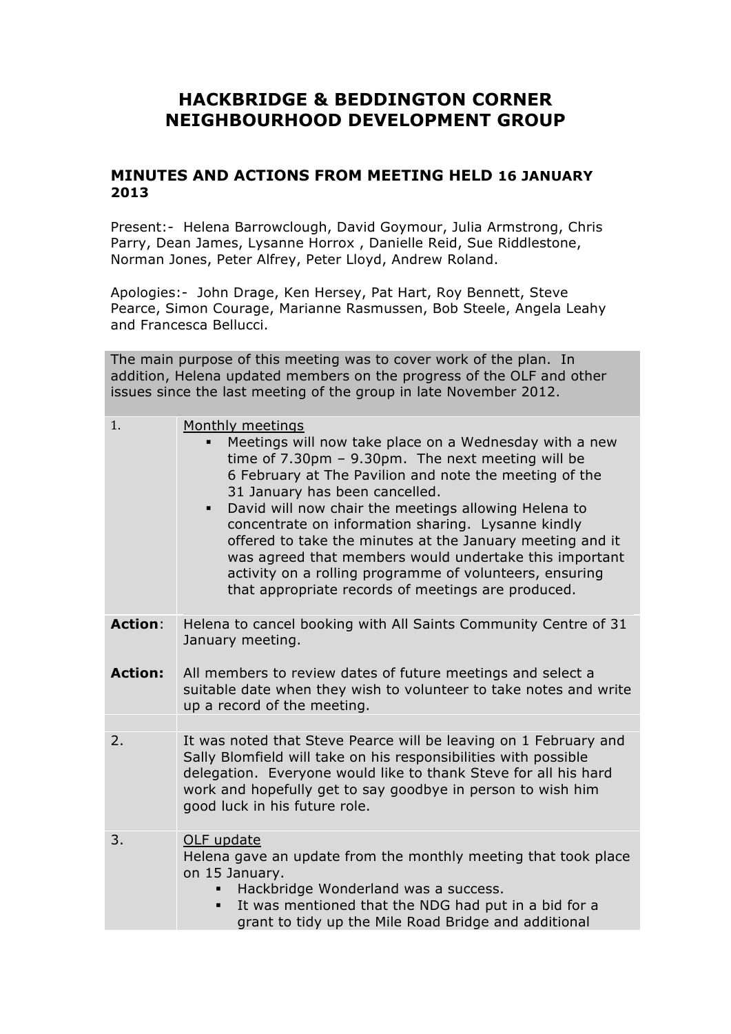# HACKBRIDGE & BEDDINGTON CORNER NEIGHBOURHOOD DEVELOPMENT GROUP

## MINUTES AND ACTIONS FROM MEETING HELD 16 JANUARY 2013

Present:- Helena Barrowclough, David Goymour, Julia Armstrong, Chris Parry, Dean James, Lysanne Horrox , Danielle Reid, Sue Riddlestone, Norman Jones, Peter Alfrey, Peter Lloyd, Andrew Roland.

Apologies:- John Drage, Ken Hersey, Pat Hart, Roy Bennett, Steve Pearce, Simon Courage, Marianne Rasmussen, Bob Steele, Angela Leahy and Francesca Bellucci.

The main purpose of this meeting was to cover work of the plan. In addition, Helena updated members on the progress of the OLF and other issues since the last meeting of the group in late November 2012.

| | |
|---|---|
| 1. | <u>Monthly meetings</u><br>▪ Meetings will now take place on a Wednesday with a new time of 7.30pm – 9.30pm. The next meeting will be 6 February at The Pavilion and note the meeting of the 31 January has been cancelled.<br>▪ David will now chair the meetings allowing Helena to concentrate on information sharing. Lysanne kindly offered to take the minutes at the January meeting and it was agreed that members would undertake this important activity on a rolling programme of volunteers, ensuring that appropriate records of meetings are produced. |
| **Action**: | Helena to cancel booking with All Saints Community Centre of 31 January meeting. |
| **Action:** | All members to review dates of future meetings and select a suitable date when they wish to volunteer to take notes and write up a record of the meeting. |
| | |
| 2. | It was noted that Steve Pearce will be leaving on 1 February and Sally Blomfield will take on his responsibilities with possible delegation. Everyone would like to thank Steve for all his hard work and hopefully get to say goodbye in person to wish him good luck in his future role. |
| 3. | <u>OLF update</u><br>Helena gave an update from the monthly meeting that took place on 15 January.<br>▪ Hackbridge Wonderland was a success.<br>▪ It was mentioned that the NDG had put in a bid for a grant to tidy up the Mile Road Bridge and additional |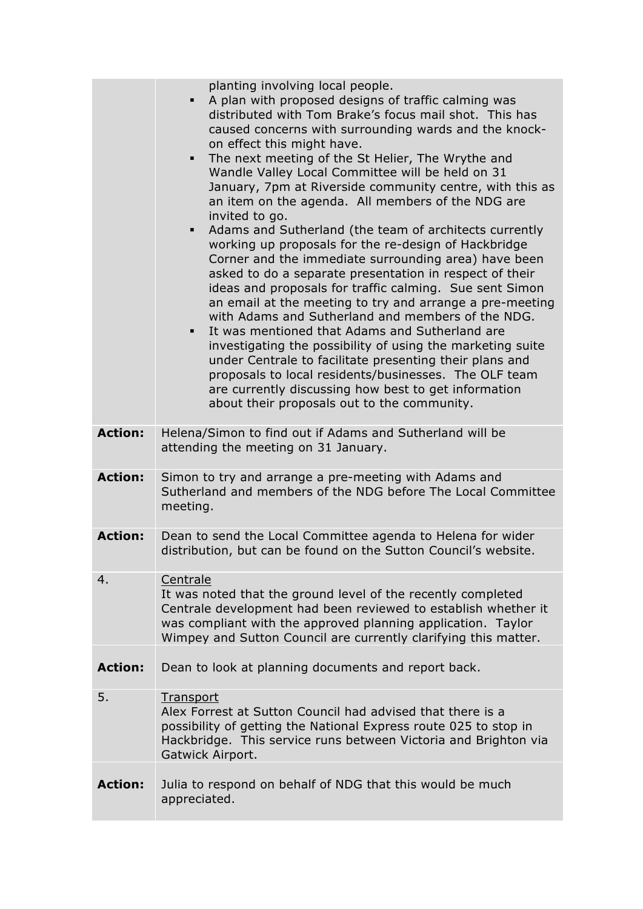| | |
|---|---|
| | planting involving local people.<br>▪ A plan with proposed designs of traffic calming was distributed with Tom Brake's focus mail shot. This has caused concerns with surrounding wards and the knock-on effect this might have.<br>▪ The next meeting of the St Helier, The Wrythe and Wandle Valley Local Committee will be held on 31 January, 7pm at Riverside community centre, with this as an item on the agenda. All members of the NDG are invited to go.<br>▪ Adams and Sutherland (the team of architects currently working up proposals for the re-design of Hackbridge Corner and the immediate surrounding area) have been asked to do a separate presentation in respect of their ideas and proposals for traffic calming. Sue sent Simon an email at the meeting to try and arrange a pre-meeting with Adams and Sutherland and members of the NDG.<br>▪ It was mentioned that Adams and Sutherland are investigating the possibility of using the marketing suite under Centrale to facilitate presenting their plans and proposals to local residents/businesses. The OLF team are currently discussing how best to get information about their proposals out to the community. |
| **Action:** | Helena/Simon to find out if Adams and Sutherland will be attending the meeting on 31 January. |
| **Action:** | Simon to try and arrange a pre-meeting with Adams and Sutherland and members of the NDG before The Local Committee meeting. |
| **Action:** | Dean to send the Local Committee agenda to Helena for wider distribution, but can be found on the Sutton Council's website. |
| 4. | <u>Centrale</u><br>It was noted that the ground level of the recently completed Centrale development had been reviewed to establish whether it was compliant with the approved planning application. Taylor Wimpey and Sutton Council are currently clarifying this matter. |
| **Action:** | Dean to look at planning documents and report back. |
| 5. | <u>Transport</u><br>Alex Forrest at Sutton Council had advised that there is a possibility of getting the National Express route 025 to stop in Hackbridge. This service runs between Victoria and Brighton via Gatwick Airport. |
| **Action:** | Julia to respond on behalf of NDG that this would be much appreciated. |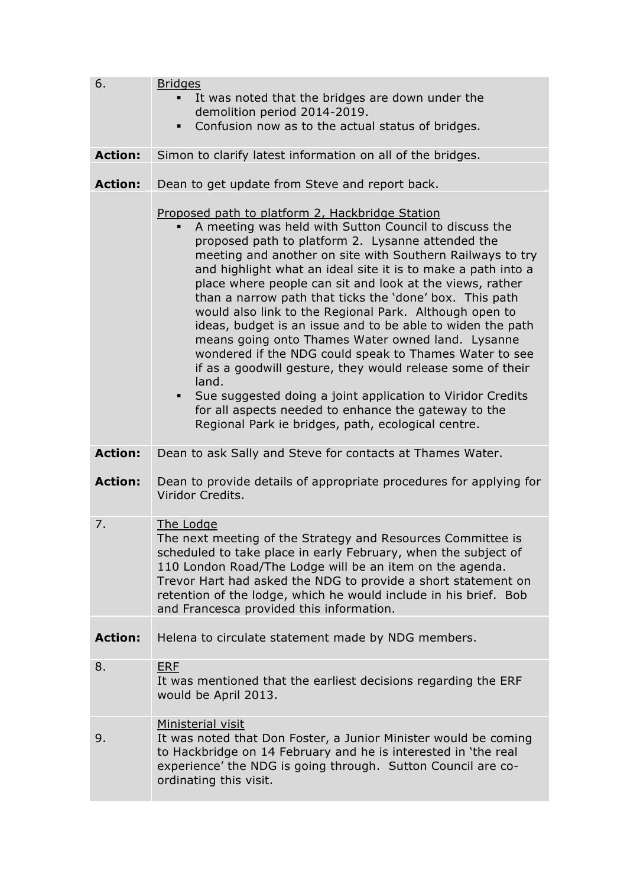| | |
|---|---|
| 6. | <u>Bridges</u><br>▪ It was noted that the bridges are down under the demolition period 2014-2019.<br>▪ Confusion now as to the actual status of bridges. |
| **Action:** | Simon to clarify latest information on all of the bridges. |
| **Action:** | Dean to get update from Steve and report back. |
| | <u>Proposed path to platform 2, Hackbridge Station</u><br>▪ A meeting was held with Sutton Council to discuss the proposed path to platform 2. Lysanne attended the meeting and another on site with Southern Railways to try and highlight what an ideal site it is to make a path into a place where people can sit and look at the views, rather than a narrow path that ticks the 'done' box. This path would also link to the Regional Park. Although open to ideas, budget is an issue and to be able to widen the path means going onto Thames Water owned land. Lysanne wondered if the NDG could speak to Thames Water to see if as a goodwill gesture, they would release some of their land.<br>▪ Sue suggested doing a joint application to Viridor Credits for all aspects needed to enhance the gateway to the Regional Park ie bridges, path, ecological centre. |
| **Action:** | Dean to ask Sally and Steve for contacts at Thames Water. |
| **Action:** | Dean to provide details of appropriate procedures for applying for Viridor Credits. |
| 7. | <u>The Lodge</u><br>The next meeting of the Strategy and Resources Committee is scheduled to take place in early February, when the subject of 110 London Road/The Lodge will be an item on the agenda. Trevor Hart had asked the NDG to provide a short statement on retention of the lodge, which he would include in his brief. Bob and Francesca provided this information. |
| **Action:** | Helena to circulate statement made by NDG members. |
| 8. | <u>ERF</u><br>It was mentioned that the earliest decisions regarding the ERF would be April 2013. |
| 9. | <u>Ministerial visit</u><br>It was noted that Don Foster, a Junior Minister would be coming to Hackbridge on 14 February and he is interested in 'the real experience' the NDG is going through. Sutton Council are co-ordinating this visit. |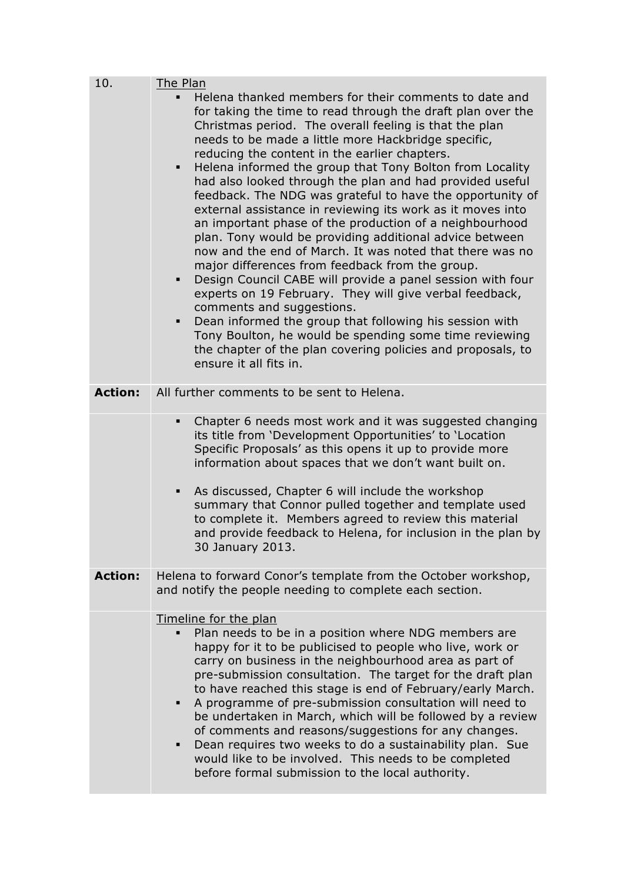| | |
|---|---|
| 10. | <u>The Plan</u><br>- Helena thanked members for their comments to date and for taking the time to read through the draft plan over the Christmas period. The overall feeling is that the plan needs to be made a little more Hackbridge specific, reducing the content in the earlier chapters.<br>- Helena informed the group that Tony Bolton from Locality had also looked through the plan and had provided useful feedback. The NDG was grateful to have the opportunity of external assistance in reviewing its work as it moves into an important phase of the production of a neighbourhood plan. Tony would be providing additional advice between now and the end of March. It was noted that there was no major differences from feedback from the group.<br>- Design Council CABE will provide a panel session with four experts on 19 February. They will give verbal feedback, comments and suggestions.<br>- Dean informed the group that following his session with Tony Boulton, he would be spending some time reviewing the chapter of the plan covering policies and proposals, to ensure it all fits in. |
| **Action:** | All further comments to be sent to Helena. |
| | - Chapter 6 needs most work and it was suggested changing its title from 'Development Opportunities' to 'Location Specific Proposals' as this opens it up to provide more information about spaces that we don't want built on.<br>- As discussed, Chapter 6 will include the workshop summary that Connor pulled together and template used to complete it. Members agreed to review this material and provide feedback to Helena, for inclusion in the plan by 30 January 2013. |
| **Action:** | Helena to forward Conor's template from the October workshop, and notify the people needing to complete each section. |
| | <u>Timeline for the plan</u><br>- Plan needs to be in a position where NDG members are happy for it to be publicised to people who live, work or carry on business in the neighbourhood area as part of pre-submission consultation. The target for the draft plan to have reached this stage is end of February/early March.<br>- A programme of pre-submission consultation will need to be undertaken in March, which will be followed by a review of comments and reasons/suggestions for any changes.<br>- Dean requires two weeks to do a sustainability plan. Sue would like to be involved. This needs to be completed before formal submission to the local authority. |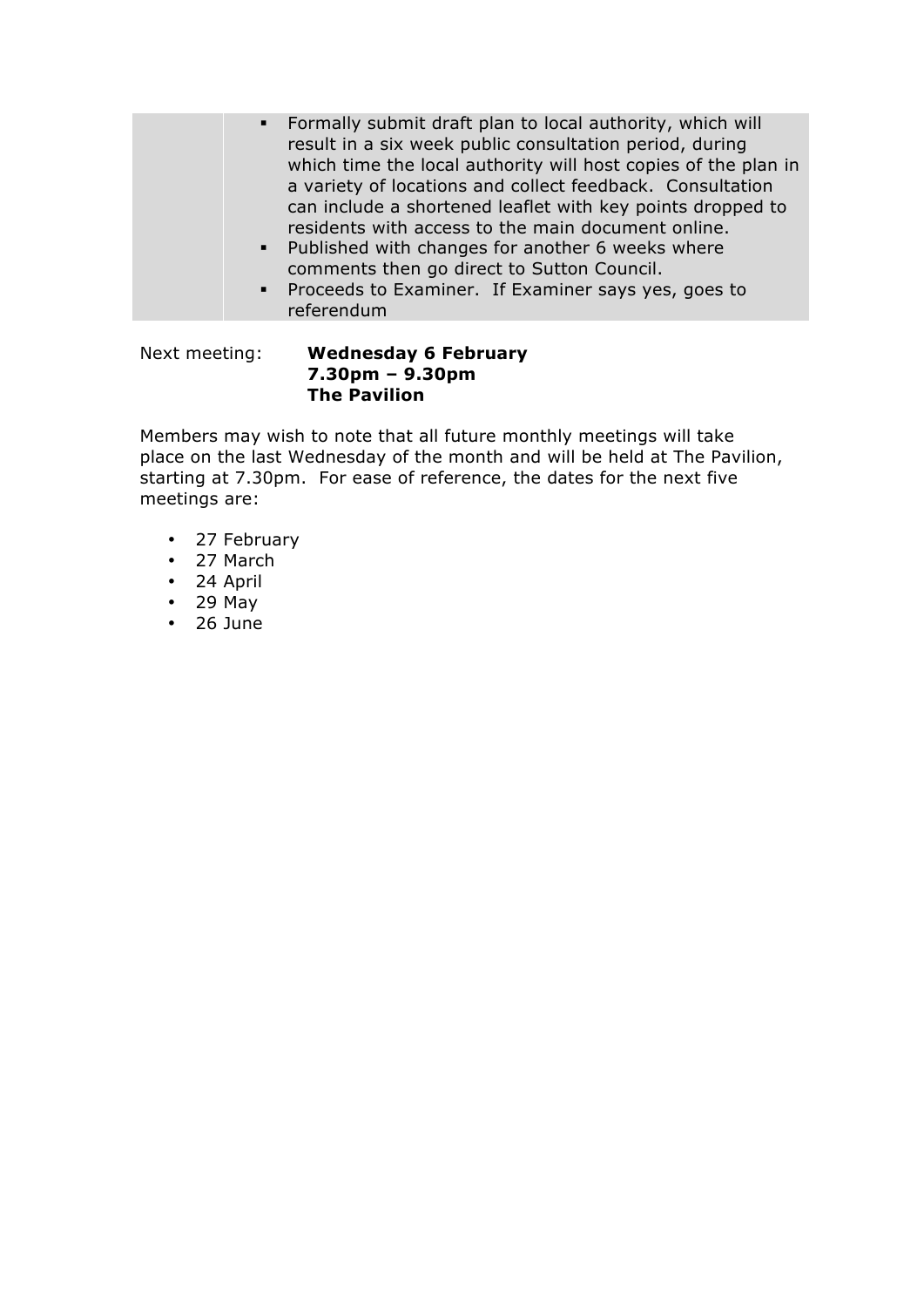| | |
|---|---|
| | ▪ Formally submit draft plan to local authority, which will result in a six week public consultation period, during which time the local authority will host copies of the plan in a variety of locations and collect feedback. Consultation can include a shortened leaflet with key points dropped to residents with access to the main document online.<br>▪ Published with changes for another 6 weeks where comments then go direct to Sutton Council.<br>▪ Proceeds to Examiner. If Examiner says yes, goes to referendum |

Next meeting: **Wednesday 6 February**
**7.30pm – 9.30pm**
**The Pavilion**

Members may wish to note that all future monthly meetings will take place on the last Wednesday of the month and will be held at The Pavilion, starting at 7.30pm. For ease of reference, the dates for the next five meetings are:

- 27 February
- 27 March
- 24 April
- 29 May
- 26 June